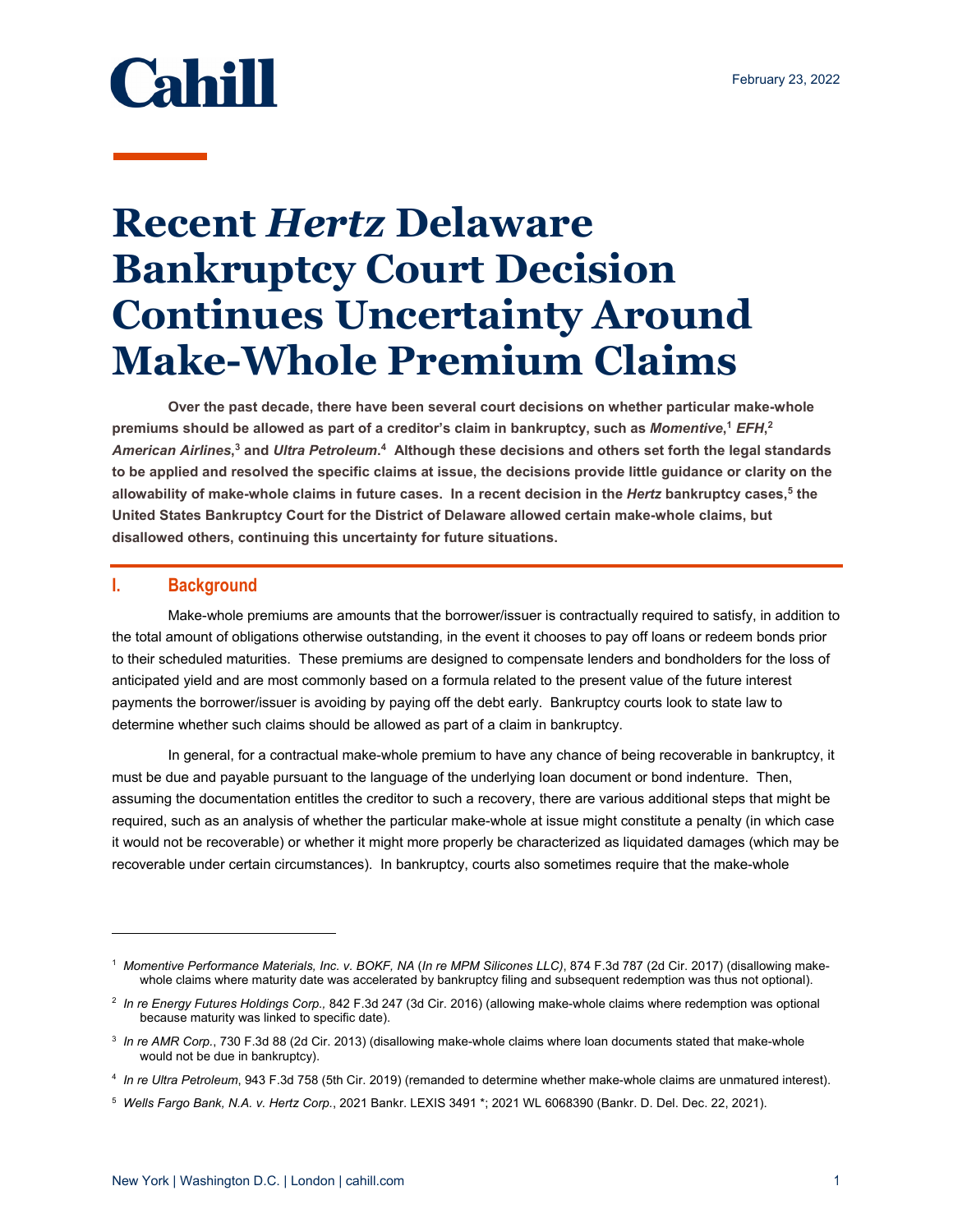February 23, 2022

# Recent *Hertz* Delaware Bankruptcy Court Decision Continues Uncertainty Around Make-Whole Premium Claims

**Over the past decade, there have been several court decisions on whether particular make-whole premiums should be allowed as part of a creditor's claim in bankruptcy, such as *Momentive*,[1] *EFH*,[2] *American Airlines*,[3] and *Ultra Petroleum*.[4] Although these decisions and others set forth the legal standards to be applied and resolved the specific claims at issue, the decisions provide little guidance or clarity on the allowability of make-whole claims in future cases. In a recent decision in the *Hertz* bankruptcy cases,[5] the United States Bankruptcy Court for the District of Delaware allowed certain make-whole claims, but disallowed others, continuing this uncertainty for future situations.**

## I. Background

Make-whole premiums are amounts that the borrower/issuer is contractually required to satisfy, in addition to the total amount of obligations otherwise outstanding, in the event it chooses to pay off loans or redeem bonds prior to their scheduled maturities. These premiums are designed to compensate lenders and bondholders for the loss of anticipated yield and are most commonly based on a formula related to the present value of the future interest payments the borrower/issuer is avoiding by paying off the debt early. Bankruptcy courts look to state law to determine whether such claims should be allowed as part of a claim in bankruptcy.

In general, for a contractual make-whole premium to have any chance of being recoverable in bankruptcy, it must be due and payable pursuant to the language of the underlying loan document or bond indenture. Then, assuming the documentation entitles the creditor to such a recovery, there are various additional steps that might be required, such as an analysis of whether the particular make-whole at issue might constitute a penalty (in which case it would not be recoverable) or whether it might more properly be characterized as liquidated damages (which may be recoverable under certain circumstances). In bankruptcy, courts also sometimes require that the make-whole

---

[1] *Momentive Performance Materials, Inc. v. BOKF, NA* (*In re MPM Silicones LLC)*, 874 F.3d 787 (2d Cir. 2017) (disallowing make-whole claims where maturity date was accelerated by bankruptcy filing and subsequent redemption was thus not optional).

[2] *In re Energy Futures Holdings Corp.,* 842 F.3d 247 (3d Cir. 2016) (allowing make-whole claims where redemption was optional because maturity was linked to specific date).

[3] *In re AMR Corp.*, 730 F.3d 88 (2d Cir. 2013) (disallowing make-whole claims where loan documents stated that make-whole would not be due in bankruptcy).

[4] *In re Ultra Petroleum*, 943 F.3d 758 (5th Cir. 2019) (remanded to determine whether make-whole claims are unmatured interest).

[5] *Wells Fargo Bank, N.A. v. Hertz Corp.*, 2021 Bankr. LEXIS 3491 *; 2021 WL 6068390 (Bankr. D. Del. Dec. 22, 2021).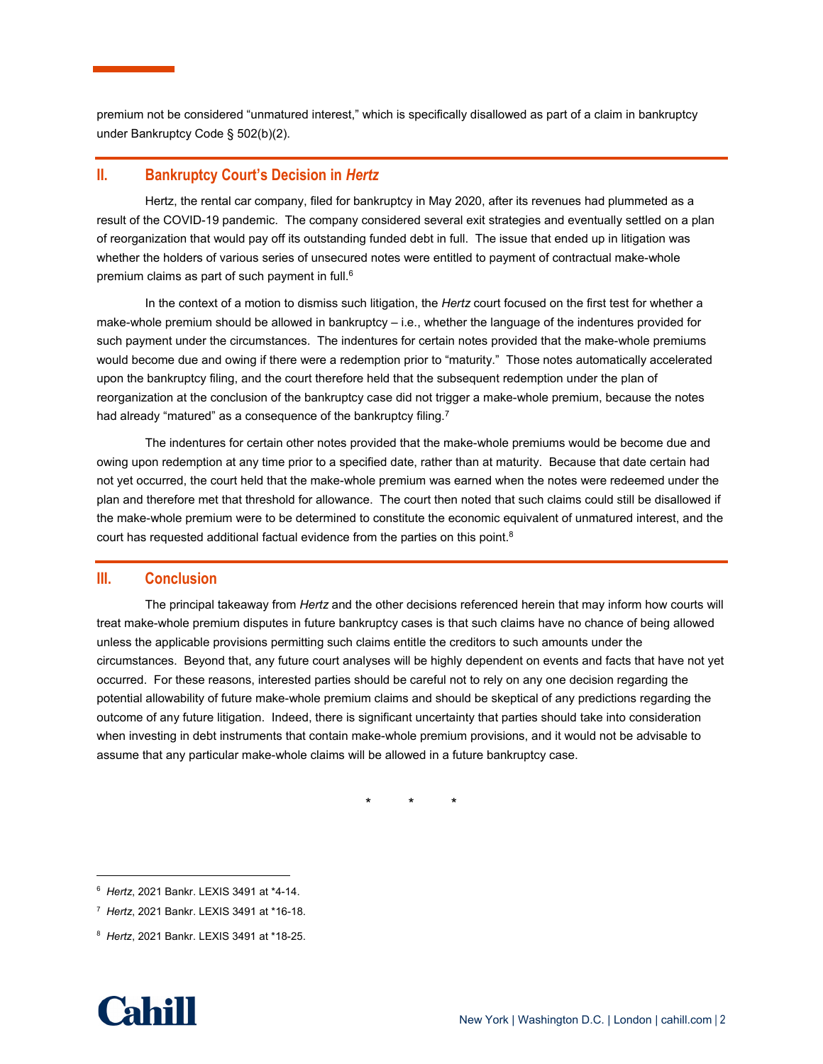premium not be considered "unmatured interest," which is specifically disallowed as part of a claim in bankruptcy under Bankruptcy Code § 502(b)(2).

## II. Bankruptcy Court's Decision in *Hertz*

Hertz, the rental car company, filed for bankruptcy in May 2020, after its revenues had plummeted as a result of the COVID-19 pandemic. The company considered several exit strategies and eventually settled on a plan of reorganization that would pay off its outstanding funded debt in full. The issue that ended up in litigation was whether the holders of various series of unsecured notes were entitled to payment of contractual make-whole premium claims as part of such payment in full.[6]

In the context of a motion to dismiss such litigation, the *Hertz* court focused on the first test for whether a make-whole premium should be allowed in bankruptcy – i.e., whether the language of the indentures provided for such payment under the circumstances. The indentures for certain notes provided that the make-whole premiums would become due and owing if there were a redemption prior to "maturity." Those notes automatically accelerated upon the bankruptcy filing, and the court therefore held that the subsequent redemption under the plan of reorganization at the conclusion of the bankruptcy case did not trigger a make-whole premium, because the notes had already "matured" as a consequence of the bankruptcy filing.[7]

The indentures for certain other notes provided that the make-whole premiums would be become due and owing upon redemption at any time prior to a specified date, rather than at maturity. Because that date certain had not yet occurred, the court held that the make-whole premium was earned when the notes were redeemed under the plan and therefore met that threshold for allowance. The court then noted that such claims could still be disallowed if the make-whole premium were to be determined to constitute the economic equivalent of unmatured interest, and the court has requested additional factual evidence from the parties on this point.[8]

## III. Conclusion

The principal takeaway from *Hertz* and the other decisions referenced herein that may inform how courts will treat make-whole premium disputes in future bankruptcy cases is that such claims have no chance of being allowed unless the applicable provisions permitting such claims entitle the creditors to such amounts under the circumstances. Beyond that, any future court analyses will be highly dependent on events and facts that have not yet occurred. For these reasons, interested parties should be careful not to rely on any one decision regarding the potential allowability of future make-whole premium claims and should be skeptical of any predictions regarding the outcome of any future litigation. Indeed, there is significant uncertainty that parties should take into consideration when investing in debt instruments that contain make-whole premium provisions, and it would not be advisable to assume that any particular make-whole claims will be allowed in a future bankruptcy case.

\* \* \*

---

[6] *Hertz*, 2021 Bankr. LEXIS 3491 at *4-14.

[7] *Hertz*, 2021 Bankr. LEXIS 3491 at *16-18.

[8] *Hertz*, 2021 Bankr. LEXIS 3491 at *18-25.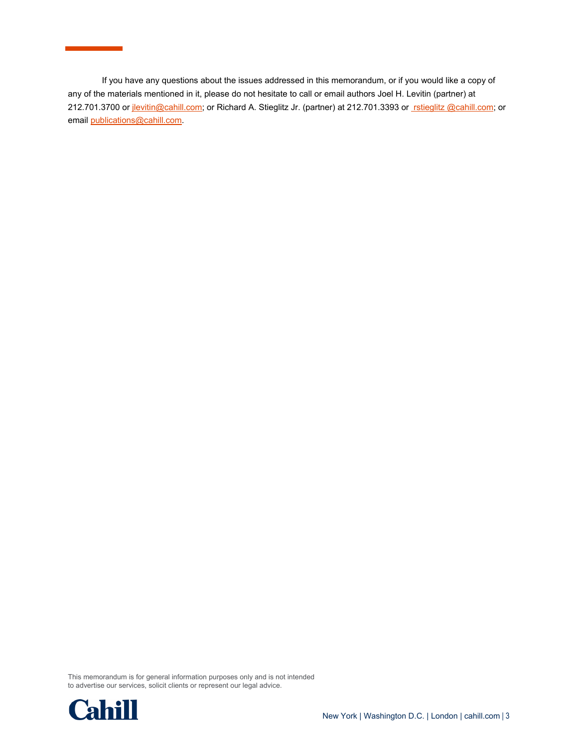If you have any questions about the issues addressed in this memorandum, or if you would like a copy of any of the materials mentioned in it, please do not hesitate to call or email authors Joel H. Levitin (partner) at 212.701.3700 or jlevitin@cahill.com; or Richard A. Stieglitz Jr. (partner) at 212.701.3393 or rstieglitz @cahill.com; or email publications@cahill.com.

This memorandum is for general information purposes only and is not intended to advertise our services, solicit clients or represent our legal advice.